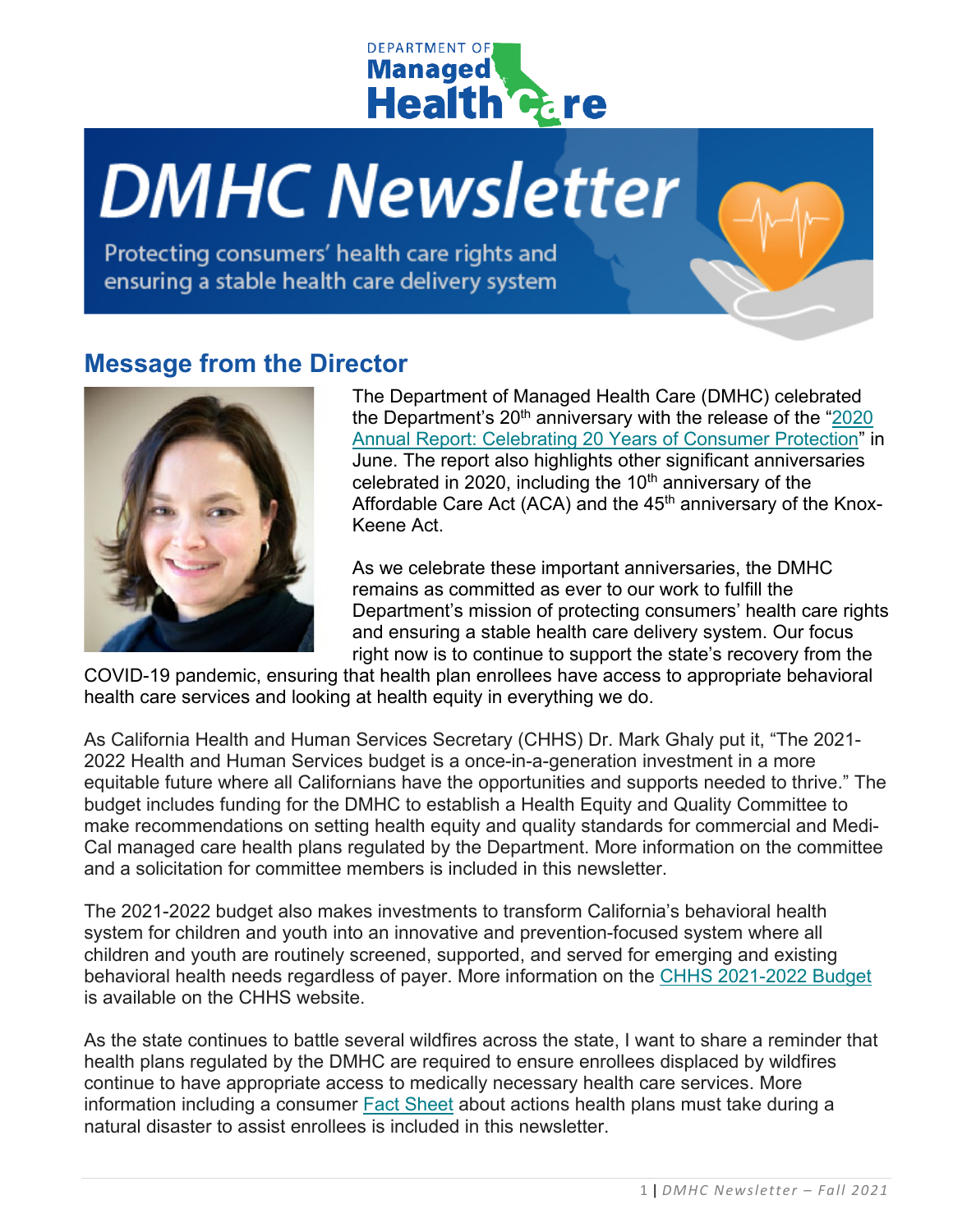# DMHC Newsletter

Protecting consumers' health care rights and ensuring a stable health care delivery system

## Message from the Director

The Department of Managed Health Care (DMHC) celebrated the Department's 20th anniversary with the release of the "2020 Annual Report: Celebrating 20 Years of Consumer Protection" in June. The report also highlights other significant anniversaries celebrated in 2020, including the 10th anniversary of the Affordable Care Act (ACA) and the 45th anniversary of the Knox-Keene Act.

As we celebrate these important anniversaries, the DMHC remains as committed as ever to our work to fulfill the Department's mission of protecting consumers' health care rights and ensuring a stable health care delivery system. Our focus right now is to continue to support the state's recovery from the COVID-19 pandemic, ensuring that health plan enrollees have access to appropriate behavioral health care services and looking at health equity in everything we do.

As California Health and Human Services Secretary (CHHS) Dr. Mark Ghaly put it, "The 2021-2022 Health and Human Services budget is a once-in-a-generation investment in a more equitable future where all Californians have the opportunities and supports needed to thrive." The budget includes funding for the DMHC to establish a Health Equity and Quality Committee to make recommendations on setting health equity and quality standards for commercial and Medi-Cal managed care health plans regulated by the Department. More information on the committee and a solicitation for committee members is included in this newsletter.

The 2021-2022 budget also makes investments to transform California's behavioral health system for children and youth into an innovative and prevention-focused system where all children and youth are routinely screened, supported, and served for emerging and existing behavioral health needs regardless of payer. More information on the CHHS 2021-2022 Budget is available on the CHHS website.

As the state continues to battle several wildfires across the state, I want to share a reminder that health plans regulated by the DMHC are required to ensure enrollees displaced by wildfires continue to have appropriate access to medically necessary health care services. More information including a consumer Fact Sheet about actions health plans must take during a natural disaster to assist enrollees is included in this newsletter.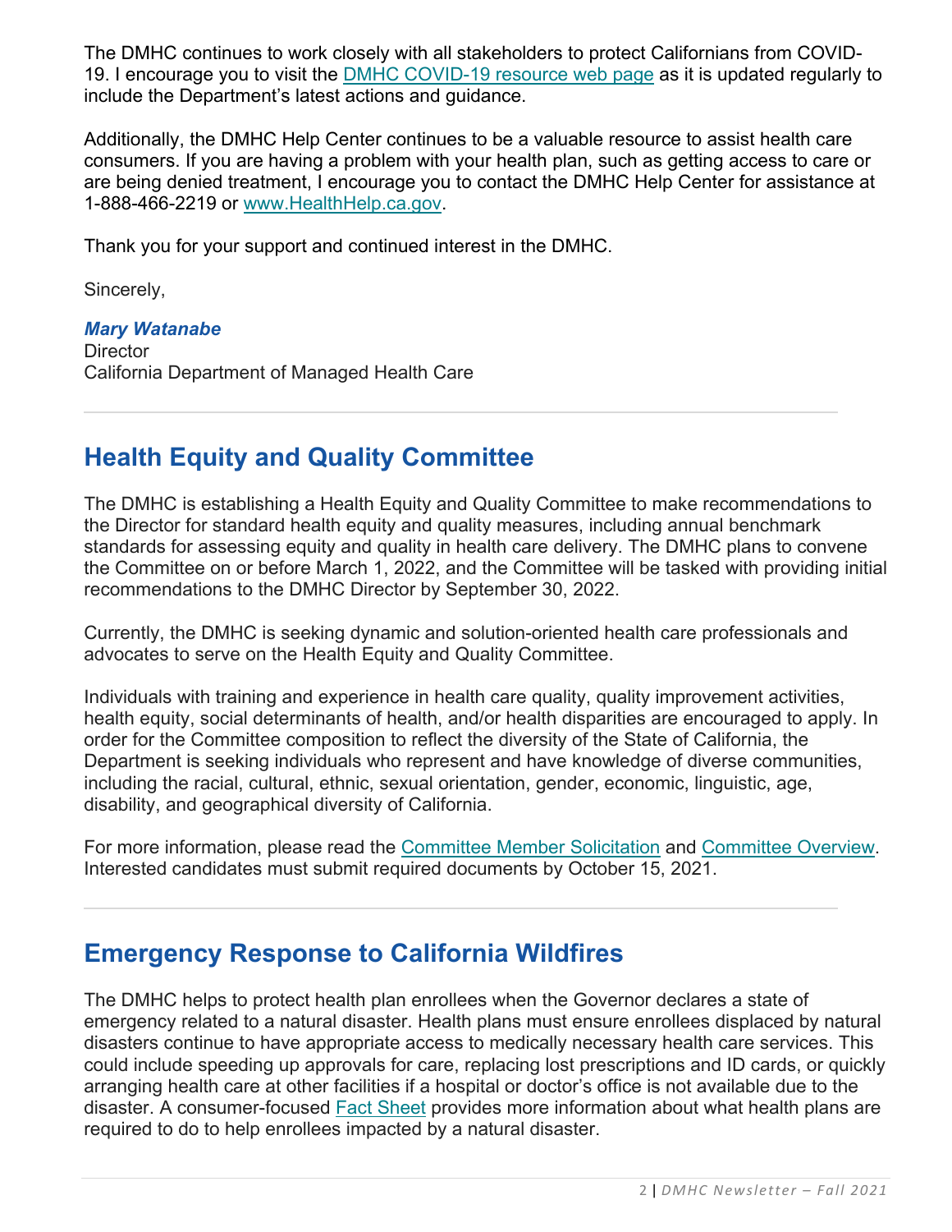The DMHC continues to work closely with all stakeholders to protect Californians from COVID-19. I encourage you to visit the [DMHC COVID-19 resource web page]() as it is updated regularly to include the Department's latest actions and guidance.

Additionally, the DMHC Help Center continues to be a valuable resource to assist health care consumers. If you are having a problem with your health plan, such as getting access to care or are being denied treatment, I encourage you to contact the DMHC Help Center for assistance at 1-888-466-2219 or [www.HealthHelp.ca.gov]().

Thank you for your support and continued interest in the DMHC.

Sincerely,

***Mary Watanabe***
Director
California Department of Managed Health Care

---

## Health Equity and Quality Committee

The DMHC is establishing a Health Equity and Quality Committee to make recommendations to the Director for standard health equity and quality measures, including annual benchmark standards for assessing equity and quality in health care delivery. The DMHC plans to convene the Committee on or before March 1, 2022, and the Committee will be tasked with providing initial recommendations to the DMHC Director by September 30, 2022.

Currently, the DMHC is seeking dynamic and solution-oriented health care professionals and advocates to serve on the Health Equity and Quality Committee.

Individuals with training and experience in health care quality, quality improvement activities, health equity, social determinants of health, and/or health disparities are encouraged to apply. In order for the Committee composition to reflect the diversity of the State of California, the Department is seeking individuals who represent and have knowledge of diverse communities, including the racial, cultural, ethnic, sexual orientation, gender, economic, linguistic, age, disability, and geographical diversity of California.

For more information, please read the [Committee Member Solicitation]() and [Committee Overview](). Interested candidates must submit required documents by October 15, 2021.

---

## Emergency Response to California Wildfires

The DMHC helps to protect health plan enrollees when the Governor declares a state of emergency related to a natural disaster. Health plans must ensure enrollees displaced by natural disasters continue to have appropriate access to medically necessary health care services. This could include speeding up approvals for care, replacing lost prescriptions and ID cards, or quickly arranging health care at other facilities if a hospital or doctor's office is not available due to the disaster. A consumer-focused [Fact Sheet]() provides more information about what health plans are required to do to help enrollees impacted by a natural disaster.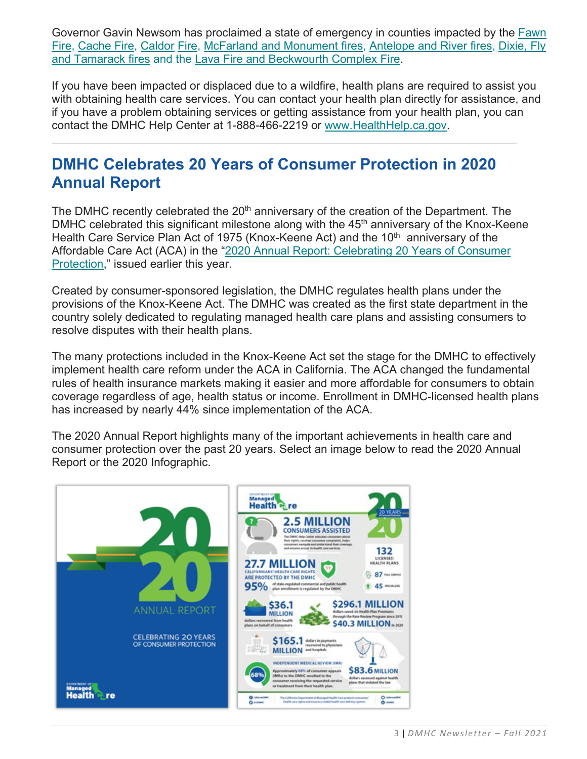Governor Gavin Newsom has proclaimed a state of emergency in counties impacted by the Fawn Fire, Cache Fire, Caldor Fire, McFarland and Monument fires, Antelope and River fires, Dixie, Fly and Tamarack fires and the Lava Fire and Beckwourth Complex Fire.

If you have been impacted or displaced due to a wildfire, health plans are required to assist you with obtaining health care services. You can contact your health plan directly for assistance, and if you have a problem obtaining services or getting assistance from your health plan, you can contact the DMHC Help Center at 1-888-466-2219 or www.HealthHelp.ca.gov.

---

## DMHC Celebrates 20 Years of Consumer Protection in 2020 Annual Report

The DMHC recently celebrated the 20th anniversary of the creation of the Department. The DMHC celebrated this significant milestone along with the 45th anniversary of the Knox-Keene Health Care Service Plan Act of 1975 (Knox-Keene Act) and the 10th anniversary of the Affordable Care Act (ACA) in the "2020 Annual Report: Celebrating 20 Years of Consumer Protection," issued earlier this year.

Created by consumer-sponsored legislation, the DMHC regulates health plans under the provisions of the Knox-Keene Act. The DMHC was created as the first state department in the country solely dedicated to regulating managed health care plans and assisting consumers to resolve disputes with their health plans.

The many protections included in the Knox-Keene Act set the stage for the DMHC to effectively implement health care reform under the ACA in California. The ACA changed the fundamental rules of health insurance markets making it easier and more affordable for consumers to obtain coverage regardless of age, health status or income. Enrollment in DMHC-licensed health plans has increased by nearly 44% since implementation of the ACA.

The 2020 Annual Report highlights many of the important achievements in health care and consumer protection over the past 20 years. Select an image below to read the 2020 Annual Report or the 2020 Infographic.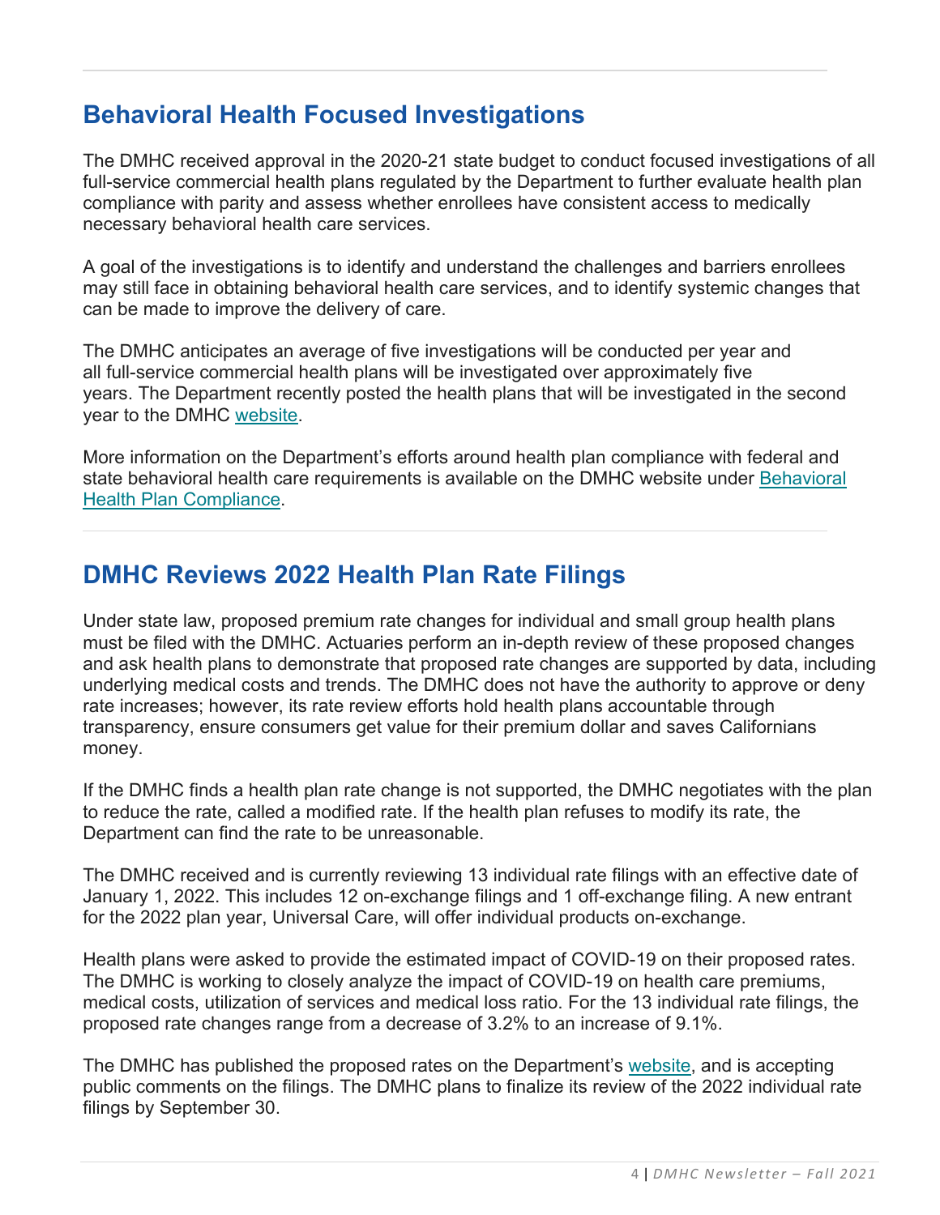## Behavioral Health Focused Investigations

The DMHC received approval in the 2020-21 state budget to conduct focused investigations of all full-service commercial health plans regulated by the Department to further evaluate health plan compliance with parity and assess whether enrollees have consistent access to medically necessary behavioral health care services.

A goal of the investigations is to identify and understand the challenges and barriers enrollees may still face in obtaining behavioral health care services, and to identify systemic changes that can be made to improve the delivery of care.

The DMHC anticipates an average of five investigations will be conducted per year and all full-service commercial health plans will be investigated over approximately five years. The Department recently posted the health plans that will be investigated in the second year to the DMHC website.

More information on the Department's efforts around health plan compliance with federal and state behavioral health care requirements is available on the DMHC website under Behavioral Health Plan Compliance.

## DMHC Reviews 2022 Health Plan Rate Filings

Under state law, proposed premium rate changes for individual and small group health plans must be filed with the DMHC. Actuaries perform an in-depth review of these proposed changes and ask health plans to demonstrate that proposed rate changes are supported by data, including underlying medical costs and trends. The DMHC does not have the authority to approve or deny rate increases; however, its rate review efforts hold health plans accountable through transparency, ensure consumers get value for their premium dollar and saves Californians money.

If the DMHC finds a health plan rate change is not supported, the DMHC negotiates with the plan to reduce the rate, called a modified rate. If the health plan refuses to modify its rate, the Department can find the rate to be unreasonable.

The DMHC received and is currently reviewing 13 individual rate filings with an effective date of January 1, 2022. This includes 12 on-exchange filings and 1 off-exchange filing. A new entrant for the 2022 plan year, Universal Care, will offer individual products on-exchange.

Health plans were asked to provide the estimated impact of COVID-19 on their proposed rates. The DMHC is working to closely analyze the impact of COVID-19 on health care premiums, medical costs, utilization of services and medical loss ratio. For the 13 individual rate filings, the proposed rate changes range from a decrease of 3.2% to an increase of 9.1%.

The DMHC has published the proposed rates on the Department's website, and is accepting public comments on the filings. The DMHC plans to finalize its review of the 2022 individual rate filings by September 30.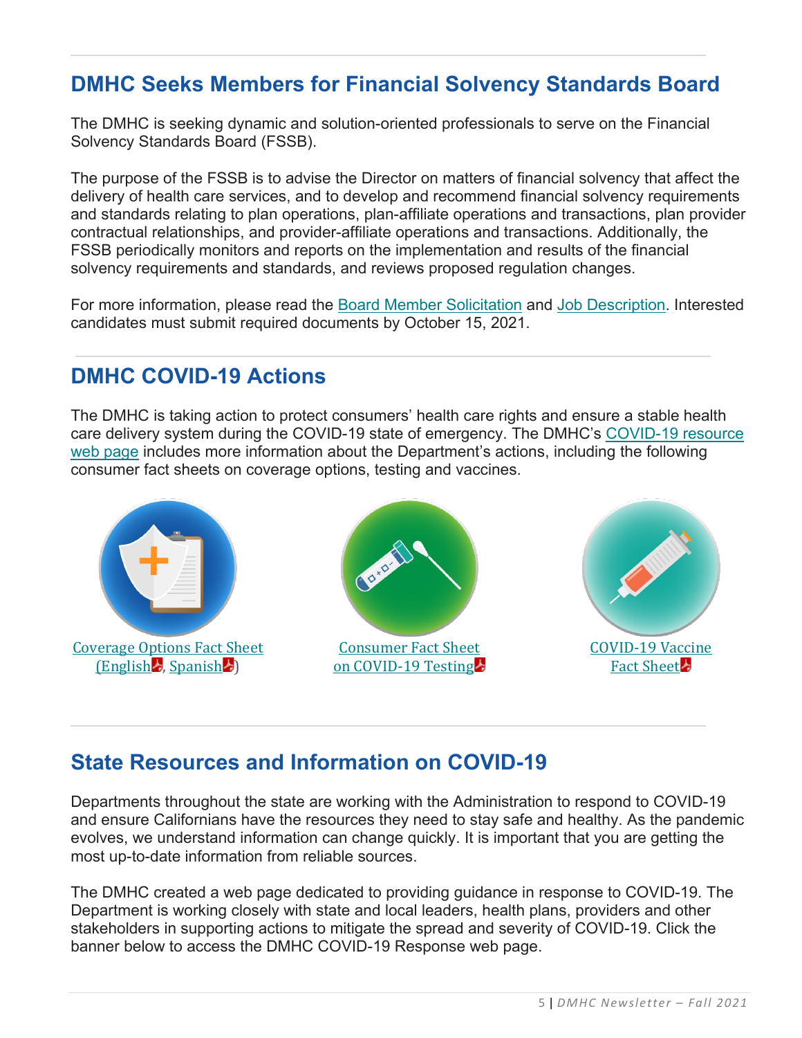## DMHC Seeks Members for Financial Solvency Standards Board

The DMHC is seeking dynamic and solution-oriented professionals to serve on the Financial Solvency Standards Board (FSSB).

The purpose of the FSSB is to advise the Director on matters of financial solvency that affect the delivery of health care services, and to develop and recommend financial solvency requirements and standards relating to plan operations, plan-affiliate operations and transactions, plan provider contractual relationships, and provider-affiliate operations and transactions. Additionally, the FSSB periodically monitors and reports on the implementation and results of the financial solvency requirements and standards, and reviews proposed regulation changes.

For more information, please read the Board Member Solicitation and Job Description. Interested candidates must submit required documents by October 15, 2021.

## DMHC COVID-19 Actions

The DMHC is taking action to protect consumers' health care rights and ensure a stable health care delivery system during the COVID-19 state of emergency. The DMHC's COVID-19 resource web page includes more information about the Department's actions, including the following consumer fact sheets on coverage options, testing and vaccines.

Coverage Options Fact Sheet (English, Spanish)

Consumer Fact Sheet on COVID-19 Testing

COVID-19 Vaccine Fact Sheet

## State Resources and Information on COVID-19

Departments throughout the state are working with the Administration to respond to COVID-19 and ensure Californians have the resources they need to stay safe and healthy. As the pandemic evolves, we understand information can change quickly. It is important that you are getting the most up-to-date information from reliable sources.

The DMHC created a web page dedicated to providing guidance in response to COVID-19. The Department is working closely with state and local leaders, health plans, providers and other stakeholders in supporting actions to mitigate the spread and severity of COVID-19. Click the banner below to access the DMHC COVID-19 Response web page.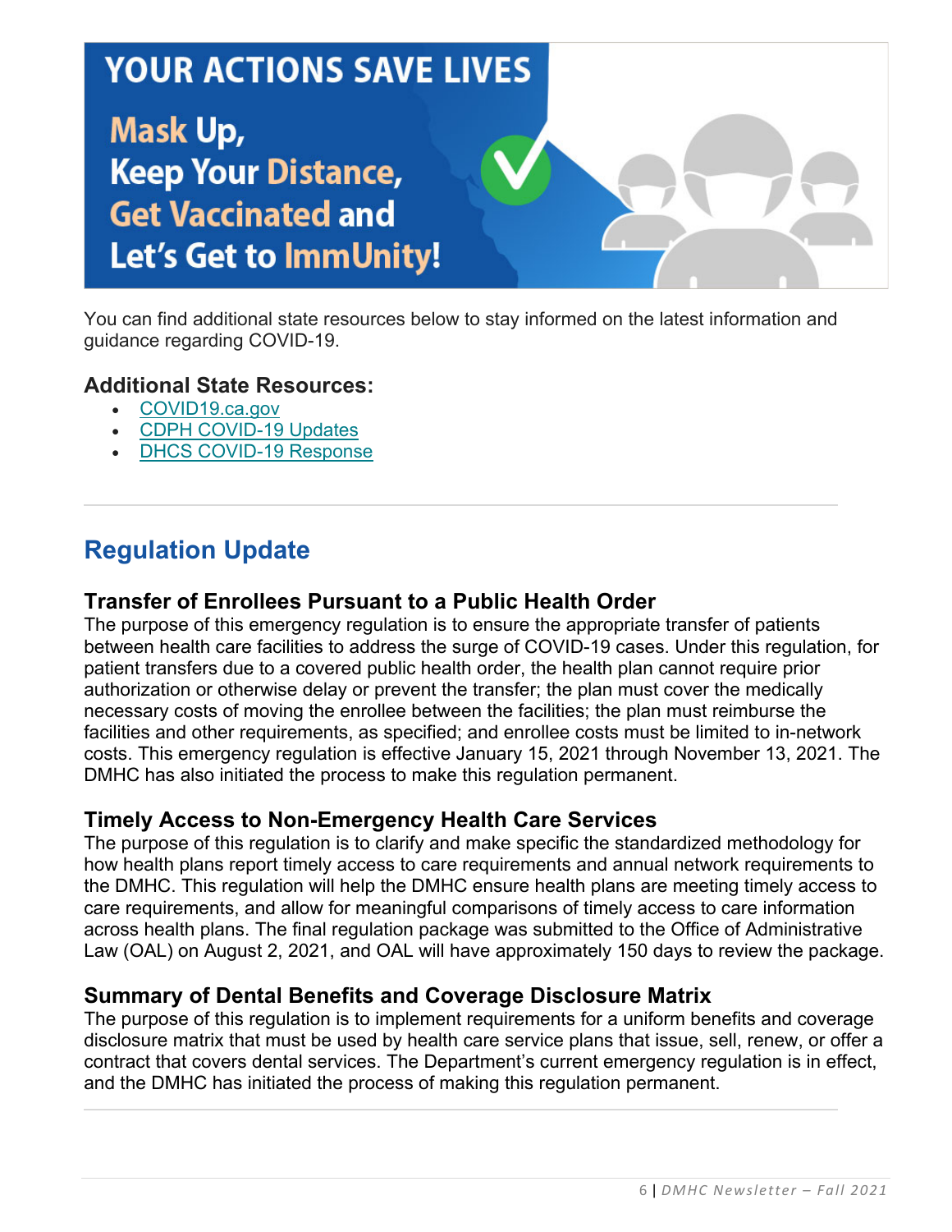YOUR ACTIONS SAVE LIVES

Mask Up,
Keep Your Distance,
Get Vaccinated and
Let's Get to ImmUnity!

You can find additional state resources below to stay informed on the latest information and guidance regarding COVID-19.

### Additional State Resources:

- [COVID19.ca.gov]
- [CDPH COVID-19 Updates]
- [DHCS COVID-19 Response]

---

## Regulation Update

### Transfer of Enrollees Pursuant to a Public Health Order

The purpose of this emergency regulation is to ensure the appropriate transfer of patients between health care facilities to address the surge of COVID-19 cases. Under this regulation, for patient transfers due to a covered public health order, the health plan cannot require prior authorization or otherwise delay or prevent the transfer; the plan must cover the medically necessary costs of moving the enrollee between the facilities; the plan must reimburse the facilities and other requirements, as specified; and enrollee costs must be limited to in-network costs. This emergency regulation is effective January 15, 2021 through November 13, 2021. The DMHC has also initiated the process to make this regulation permanent.

### Timely Access to Non-Emergency Health Care Services

The purpose of this regulation is to clarify and make specific the standardized methodology for how health plans report timely access to care requirements and annual network requirements to the DMHC. This regulation will help the DMHC ensure health plans are meeting timely access to care requirements, and allow for meaningful comparisons of timely access to care information across health plans. The final regulation package was submitted to the Office of Administrative Law (OAL) on August 2, 2021, and OAL will have approximately 150 days to review the package.

### Summary of Dental Benefits and Coverage Disclosure Matrix

The purpose of this regulation is to implement requirements for a uniform benefits and coverage disclosure matrix that must be used by health care service plans that issue, sell, renew, or offer a contract that covers dental services. The Department's current emergency regulation is in effect, and the DMHC has initiated the process of making this regulation permanent.

---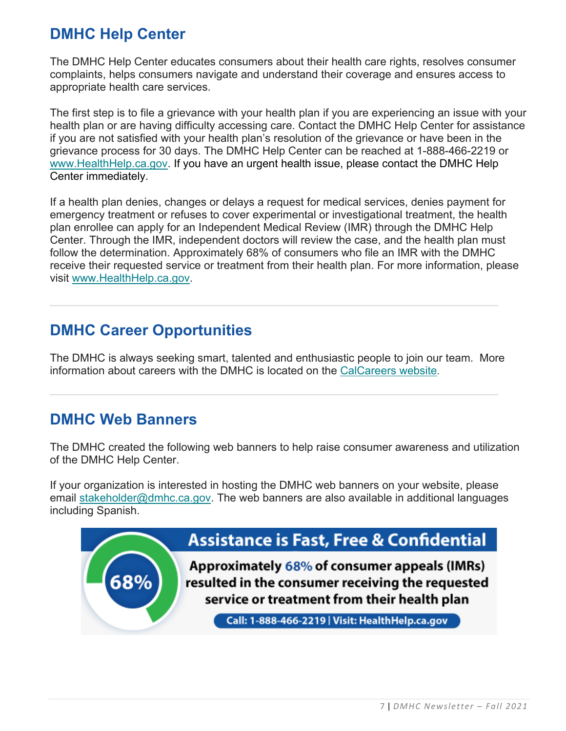## DMHC Help Center

The DMHC Help Center educates consumers about their health care rights, resolves consumer complaints, helps consumers navigate and understand their coverage and ensures access to appropriate health care services.

The first step is to file a grievance with your health plan if you are experiencing an issue with your health plan or are having difficulty accessing care. Contact the DMHC Help Center for assistance if you are not satisfied with your health plan's resolution of the grievance or have been in the grievance process for 30 days. The DMHC Help Center can be reached at 1-888-466-2219 or www.HealthHelp.ca.gov. If you have an urgent health issue, please contact the DMHC Help Center immediately.

If a health plan denies, changes or delays a request for medical services, denies payment for emergency treatment or refuses to cover experimental or investigational treatment, the health plan enrollee can apply for an Independent Medical Review (IMR) through the DMHC Help Center. Through the IMR, independent doctors will review the case, and the health plan must follow the determination. Approximately 68% of consumers who file an IMR with the DMHC receive their requested service or treatment from their health plan. For more information, please visit www.HealthHelp.ca.gov.

---

## DMHC Career Opportunities

The DMHC is always seeking smart, talented and enthusiastic people to join our team. More information about careers with the DMHC is located on the CalCareers website.

---

## DMHC Web Banners

The DMHC created the following web banners to help raise consumer awareness and utilization of the DMHC Help Center.

If your organization is interested in hosting the DMHC web banners on your website, please email stakeholder@dmhc.ca.gov. The web banners are also available in additional languages including Spanish.

**Assistance is Fast, Free & Confidential**

68%

**Approximately 68% of consumer appeals (IMRs) resulted in the consumer receiving the requested service or treatment from their health plan**

**Call: 1-888-466-2219 | Visit: HealthHelp.ca.gov**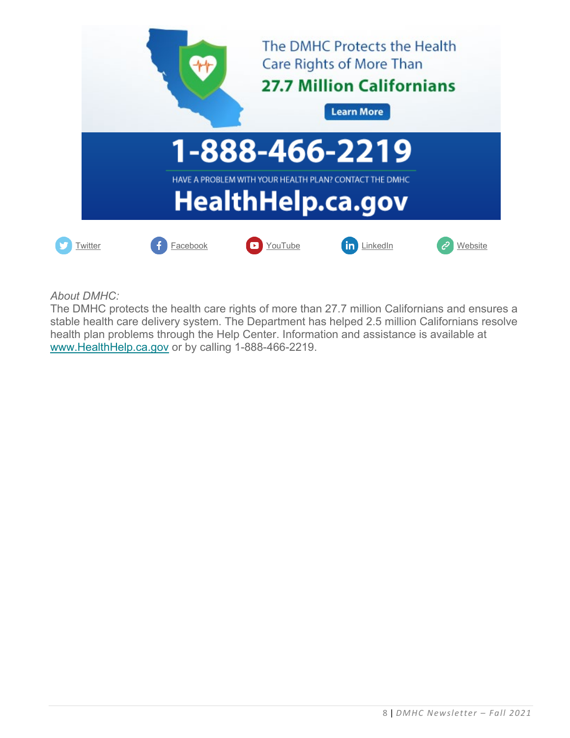The DMHC Protects the Health Care Rights of More Than

**27.7 Million Californians**

Learn More

**1-888-466-2219**

HAVE A PROBLEM WITH YOUR HEALTH PLAN? CONTACT THE DMHC

**HealthHelp.ca.gov**

Twitter Facebook YouTube LinkedIn Website

*About DMHC:*

The DMHC protects the health care rights of more than 27.7 million Californians and ensures a stable health care delivery system. The Department has helped 2.5 million Californians resolve health plan problems through the Help Center. Information and assistance is available at www.HealthHelp.ca.gov or by calling 1-888-466-2219.